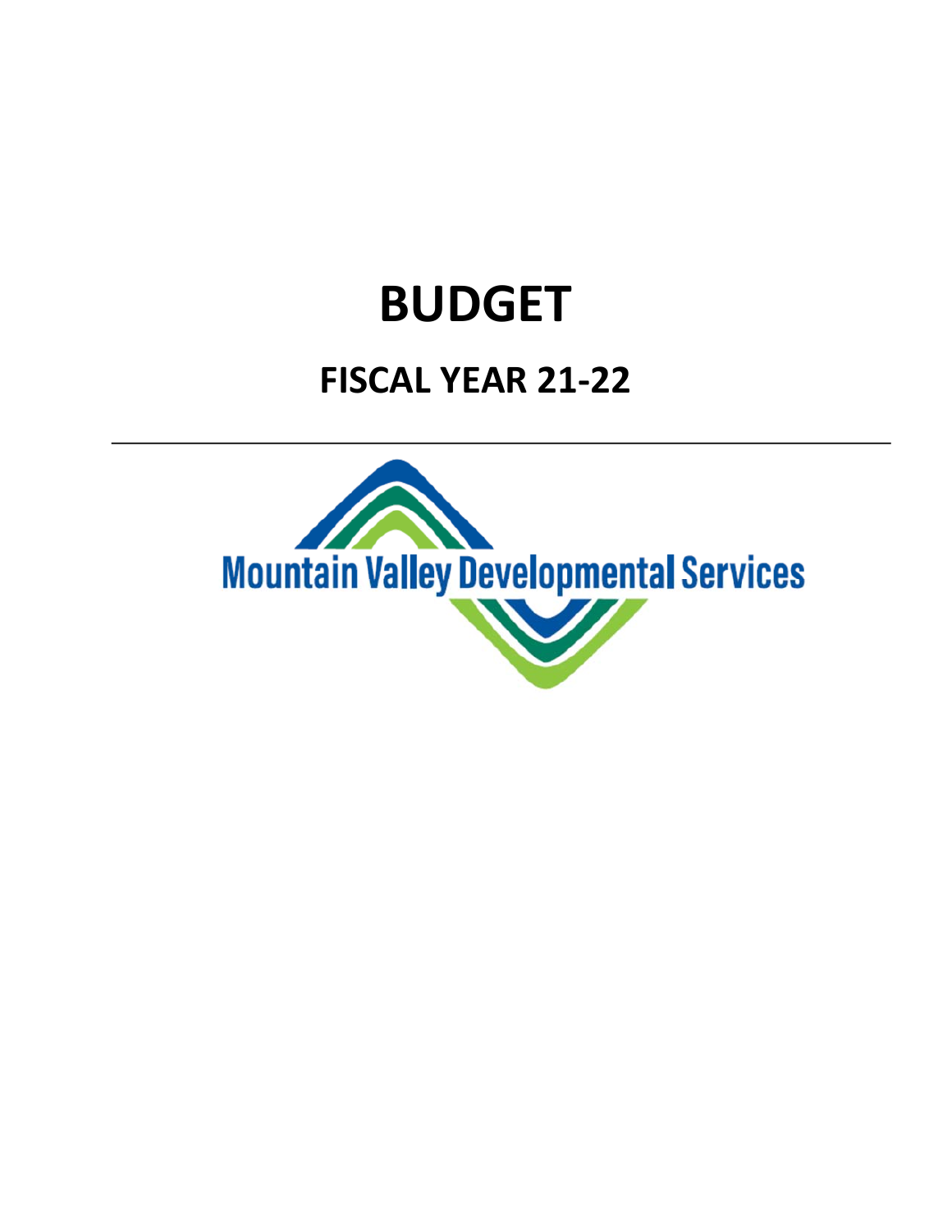# BUDGET

## FISCAL YEAR 21-22

---

Mountain Valley Developmental Services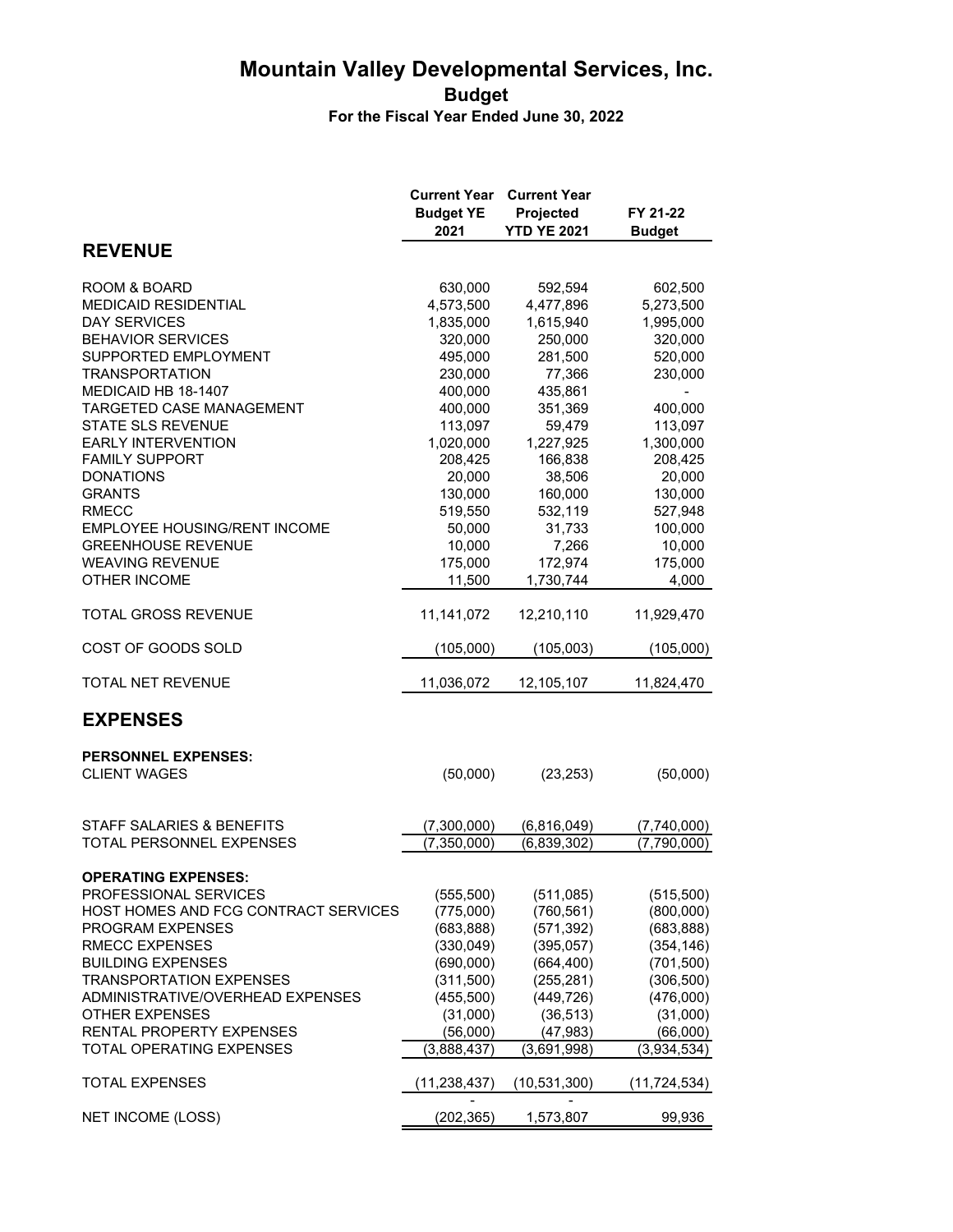# Mountain Valley Developmental Services, Inc.

## Budget

### For the Fiscal Year Ended June 30, 2022

| | Current Year Budget YE 2021 | Current Year Projected YTD YE 2021 | FY 21-22 Budget |
|---|---|---|---|
| **REVENUE** | | | |
| ROOM & BOARD | 630,000 | 592,594 | 602,500 |
| MEDICAID RESIDENTIAL | 4,573,500 | 4,477,896 | 5,273,500 |
| DAY SERVICES | 1,835,000 | 1,615,940 | 1,995,000 |
| BEHAVIOR SERVICES | 320,000 | 250,000 | 320,000 |
| SUPPORTED EMPLOYMENT | 495,000 | 281,500 | 520,000 |
| TRANSPORTATION | 230,000 | 77,366 | 230,000 |
| MEDICAID HB 18-1407 | 400,000 | 435,861 | - |
| TARGETED CASE MANAGEMENT | 400,000 | 351,369 | 400,000 |
| STATE SLS REVENUE | 113,097 | 59,479 | 113,097 |
| EARLY INTERVENTION | 1,020,000 | 1,227,925 | 1,300,000 |
| FAMILY SUPPORT | 208,425 | 166,838 | 208,425 |
| DONATIONS | 20,000 | 38,506 | 20,000 |
| GRANTS | 130,000 | 160,000 | 130,000 |
| RMECC | 519,550 | 532,119 | 527,948 |
| EMPLOYEE HOUSING/RENT INCOME | 50,000 | 31,733 | 100,000 |
| GREENHOUSE REVENUE | 10,000 | 7,266 | 10,000 |
| WEAVING REVENUE | 175,000 | 172,974 | 175,000 |
| OTHER INCOME | 11,500 | 1,730,744 | 4,000 |
| TOTAL GROSS REVENUE | 11,141,072 | 12,210,110 | 11,929,470 |
| COST OF GOODS SOLD | (105,000) | (105,003) | (105,000) |
| TOTAL NET REVENUE | 11,036,072 | 12,105,107 | 11,824,470 |
| **EXPENSES** | | | |
| **PERSONNEL EXPENSES:** | | | |
| CLIENT WAGES | (50,000) | (23,253) | (50,000) |
| STAFF SALARIES & BENEFITS | (7,300,000) | (6,816,049) | (7,740,000) |
| TOTAL PERSONNEL EXPENSES | (7,350,000) | (6,839,302) | (7,790,000) |
| **OPERATING EXPENSES:** | | | |
| PROFESSIONAL SERVICES | (555,500) | (511,085) | (515,500) |
| HOST HOMES AND FCG CONTRACT SERVICES | (775,000) | (760,561) | (800,000) |
| PROGRAM EXPENSES | (683,888) | (571,392) | (683,888) |
| RMECC EXPENSES | (330,049) | (395,057) | (354,146) |
| BUILDING EXPENSES | (690,000) | (664,400) | (701,500) |
| TRANSPORTATION EXPENSES | (311,500) | (255,281) | (306,500) |
| ADMINISTRATIVE/OVERHEAD EXPENSES | (455,500) | (449,726) | (476,000) |
| OTHER EXPENSES | (31,000) | (36,513) | (31,000) |
| RENTAL PROPERTY EXPENSES | (56,000) | (47,983) | (66,000) |
| TOTAL OPERATING EXPENSES | (3,888,437) | (3,691,998) | (3,934,534) |
| TOTAL EXPENSES | (11,238,437) | (10,531,300) | (11,724,534) |
| | - | - | |
| NET INCOME (LOSS) | (202,365) | 1,573,807 | 99,936 |